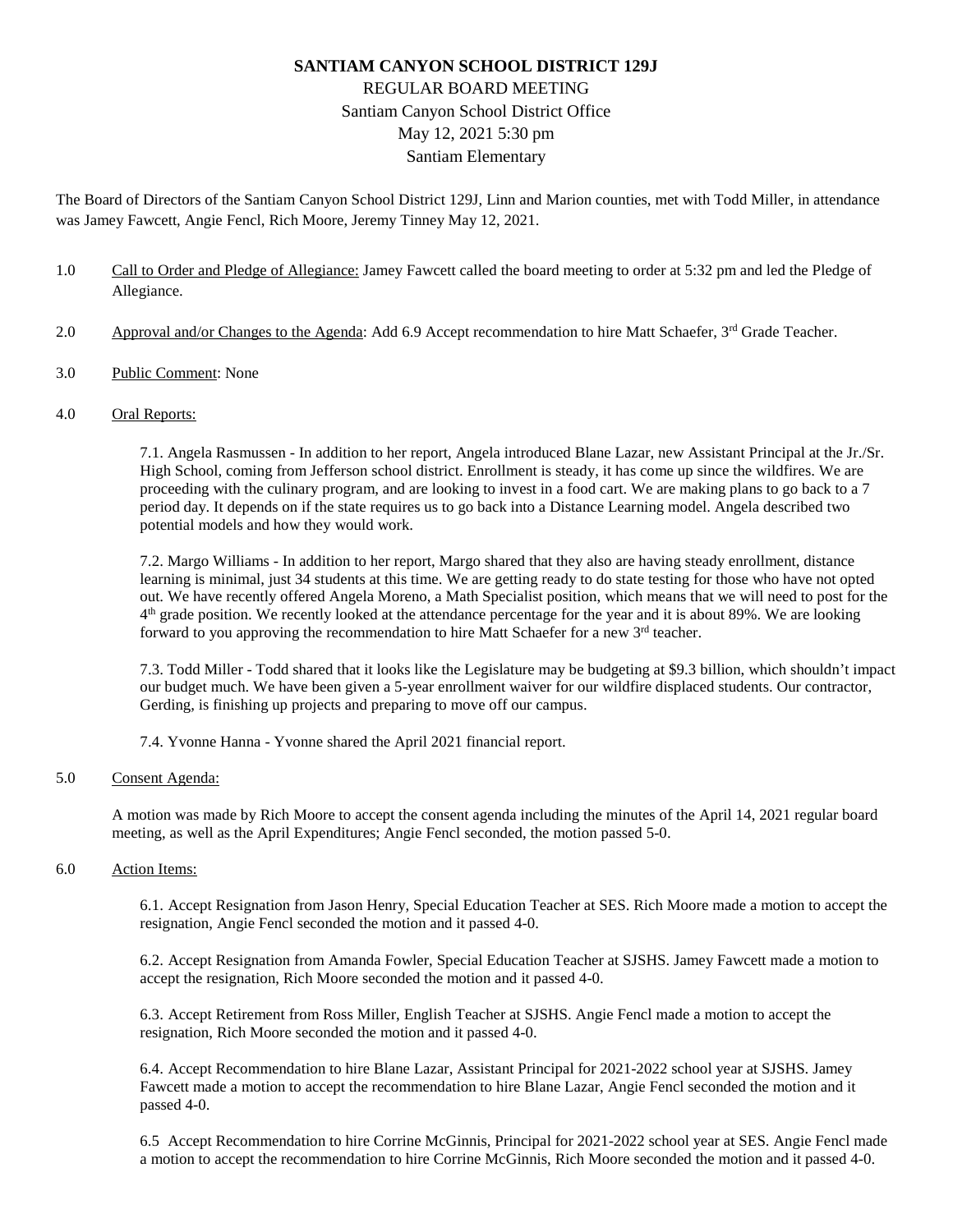# SANTIAM CANYON SCHOOL DISTRICT 129J

REGULAR BOARD MEETING
Santiam Canyon School District Office
May 12, 2021 5:30 pm
Santiam Elementary

The Board of Directors of the Santiam Canyon School District 129J, Linn and Marion counties, met with Todd Miller, in attendance was Jamey Fawcett, Angie Fencl, Rich Moore, Jeremy Tinney May 12, 2021.

1.0 Call to Order and Pledge of Allegiance: Jamey Fawcett called the board meeting to order at 5:32 pm and led the Pledge of Allegiance.

2.0 Approval and/or Changes to the Agenda: Add 6.9 Accept recommendation to hire Matt Schaefer, 3rd Grade Teacher.

3.0 Public Comment: None

4.0 Oral Reports:

7.1. Angela Rasmussen - In addition to her report, Angela introduced Blane Lazar, new Assistant Principal at the Jr./Sr. High School, coming from Jefferson school district. Enrollment is steady, it has come up since the wildfires. We are proceeding with the culinary program, and are looking to invest in a food cart. We are making plans to go back to a 7 period day. It depends on if the state requires us to go back into a Distance Learning model. Angela described two potential models and how they would work.

7.2. Margo Williams - In addition to her report, Margo shared that they also are having steady enrollment, distance learning is minimal, just 34 students at this time. We are getting ready to do state testing for those who have not opted out. We have recently offered Angela Moreno, a Math Specialist position, which means that we will need to post for the 4th grade position. We recently looked at the attendance percentage for the year and it is about 89%. We are looking forward to you approving the recommendation to hire Matt Schaefer for a new 3rd teacher.

7.3. Todd Miller - Todd shared that it looks like the Legislature may be budgeting at $9.3 billion, which shouldn't impact our budget much. We have been given a 5-year enrollment waiver for our wildfire displaced students. Our contractor, Gerding, is finishing up projects and preparing to move off our campus.

7.4. Yvonne Hanna - Yvonne shared the April 2021 financial report.

5.0 Consent Agenda:

A motion was made by Rich Moore to accept the consent agenda including the minutes of the April 14, 2021 regular board meeting, as well as the April Expenditures; Angie Fencl seconded, the motion passed 5-0.

6.0 Action Items:

6.1. Accept Resignation from Jason Henry, Special Education Teacher at SES. Rich Moore made a motion to accept the resignation, Angie Fencl seconded the motion and it passed 4-0.

6.2. Accept Resignation from Amanda Fowler, Special Education Teacher at SJSHS. Jamey Fawcett made a motion to accept the resignation, Rich Moore seconded the motion and it passed 4-0.

6.3. Accept Retirement from Ross Miller, English Teacher at SJSHS. Angie Fencl made a motion to accept the resignation, Rich Moore seconded the motion and it passed 4-0.

6.4. Accept Recommendation to hire Blane Lazar, Assistant Principal for 2021-2022 school year at SJSHS. Jamey Fawcett made a motion to accept the recommendation to hire Blane Lazar, Angie Fencl seconded the motion and it passed 4-0.

6.5 Accept Recommendation to hire Corrine McGinnis, Principal for 2021-2022 school year at SES. Angie Fencl made a motion to accept the recommendation to hire Corrine McGinnis, Rich Moore seconded the motion and it passed 4-0.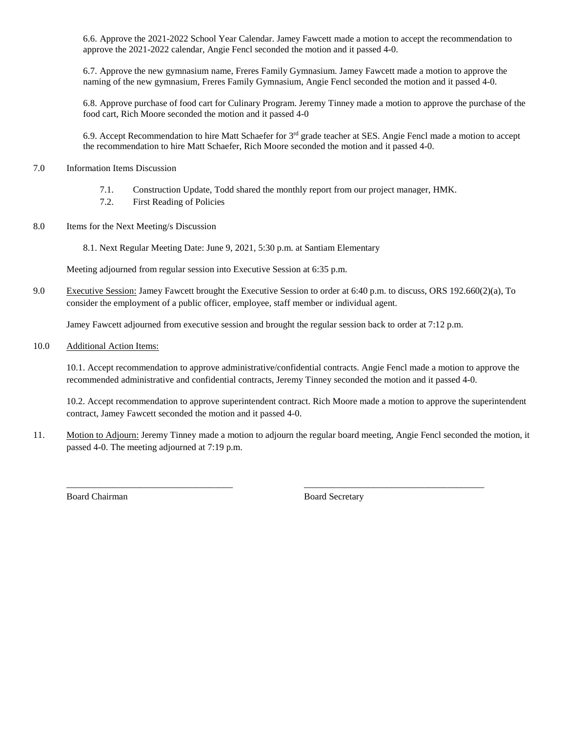6.6. Approve the 2021-2022 School Year Calendar. Jamey Fawcett made a motion to accept the recommendation to approve the 2021-2022 calendar, Angie Fencl seconded the motion and it passed 4-0.

6.7. Approve the new gymnasium name, Freres Family Gymnasium. Jamey Fawcett made a motion to approve the naming of the new gymnasium, Freres Family Gymnasium, Angie Fencl seconded the motion and it passed 4-0.

6.8. Approve purchase of food cart for Culinary Program. Jeremy Tinney made a motion to approve the purchase of the food cart, Rich Moore seconded the motion and it passed 4-0

6.9. Accept Recommendation to hire Matt Schaefer for 3rd grade teacher at SES. Angie Fencl made a motion to accept the recommendation to hire Matt Schaefer, Rich Moore seconded the motion and it passed 4-0.

7.0 Information Items Discussion

7.1. Construction Update, Todd shared the monthly report from our project manager, HMK.

7.2. First Reading of Policies

8.0 Items for the Next Meeting/s Discussion

8.1. Next Regular Meeting Date: June 9, 2021, 5:30 p.m. at Santiam Elementary

Meeting adjourned from regular session into Executive Session at 6:35 p.m.

9.0 Executive Session: Jamey Fawcett brought the Executive Session to order at 6:40 p.m. to discuss, ORS 192.660(2)(a), To consider the employment of a public officer, employee, staff member or individual agent.

Jamey Fawcett adjourned from executive session and brought the regular session back to order at 7:12 p.m.

10.0 Additional Action Items:

10.1. Accept recommendation to approve administrative/confidential contracts. Angie Fencl made a motion to approve the recommended administrative and confidential contracts, Jeremy Tinney seconded the motion and it passed 4-0.

10.2. Accept recommendation to approve superintendent contract. Rich Moore made a motion to approve the superintendent contract, Jamey Fawcett seconded the motion and it passed 4-0.

11. Motion to Adjourn: Jeremy Tinney made a motion to adjourn the regular board meeting, Angie Fencl seconded the motion, it passed 4-0. The meeting adjourned at 7:19 p.m.

\_\_\_\_\_\_\_\_\_\_\_\_\_\_\_\_\_\_\_\_\_\_\_\_\_\_\_\_\_\_\_\_\_\_\_\_ \_\_\_\_\_\_\_\_\_\_\_\_\_\_\_\_\_\_\_\_\_\_\_\_\_\_\_\_\_\_\_\_\_\_\_\_\_\_\_\_

Board Chairman Board Secretary